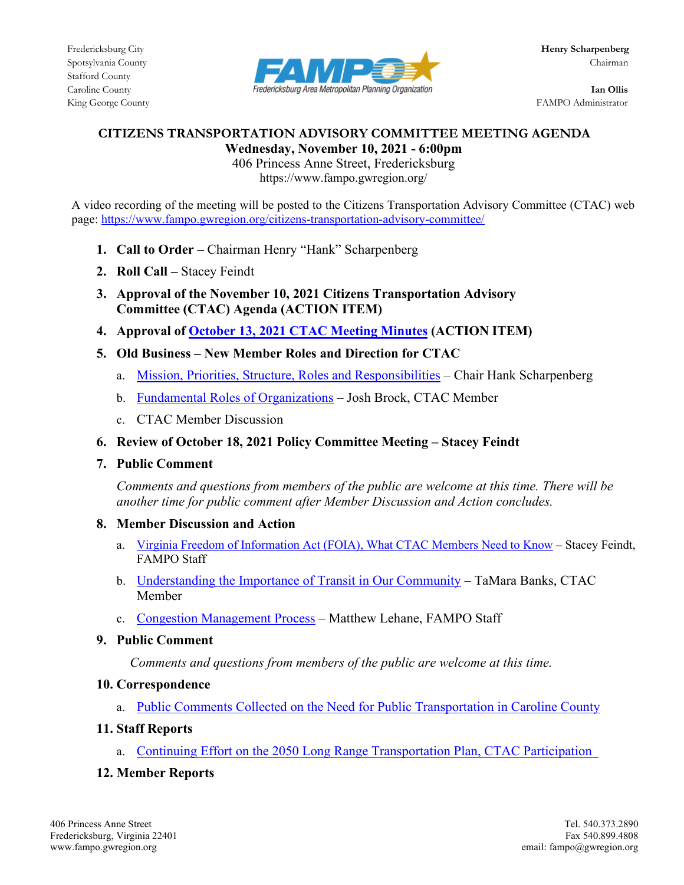Fredericksburg City
Spotsylvania County
Stafford County
Caroline County
King George County

FAMPO
Fredericksburg Area Metropolitan Planning Organization

**Henry Scharpenberg**
Chairman

**Ian Ollis**
FAMPO Administrator

# CITIZENS TRANSPORTATION ADVISORY COMMITTEE MEETING AGENDA

**Wednesday, November 10, 2021 - 6:00pm**
406 Princess Anne Street, Fredericksburg
https://www.fampo.gwregion.org/

A video recording of the meeting will be posted to the Citizens Transportation Advisory Committee (CTAC) web page: https://www.fampo.gwregion.org/citizens-transportation-advisory-committee/

1. **Call to Order** – Chairman Henry "Hank" Scharpenberg
2. **Roll Call –** Stacey Feindt
3. **Approval of the November 10, 2021 Citizens Transportation Advisory Committee (CTAC) Agenda (ACTION ITEM)**
4. **Approval of October 13, 2021 CTAC Meeting Minutes (ACTION ITEM)**
5. **Old Business – New Member Roles and Direction for CTAC**
   a. Mission, Priorities, Structure, Roles and Responsibilities – Chair Hank Scharpenberg
   b. Fundamental Roles of Organizations – Josh Brock, CTAC Member
   c. CTAC Member Discussion
6. **Review of October 18, 2021 Policy Committee Meeting – Stacey Feindt**
7. **Public Comment**

   *Comments and questions from members of the public are welcome at this time. There will be another time for public comment after Member Discussion and Action concludes.*
8. **Member Discussion and Action**
   a. Virginia Freedom of Information Act (FOIA), What CTAC Members Need to Know – Stacey Feindt, FAMPO Staff
   b. Understanding the Importance of Transit in Our Community – TaMara Banks, CTAC Member
   c. Congestion Management Process – Matthew Lehane, FAMPO Staff
9. **Public Comment**

   *Comments and questions from members of the public are welcome at this time.*
10. **Correspondence**
    a. Public Comments Collected on the Need for Public Transportation in Caroline County
11. **Staff Reports**
    a. Continuing Effort on the 2050 Long Range Transportation Plan, CTAC Participation
12. **Member Reports**

406 Princess Anne Street
Fredericksburg, Virginia 22401
www.fampo.gwregion.org

Tel. 540.373.2890
Fax 540.899.4808
email: fampo@gwregion.org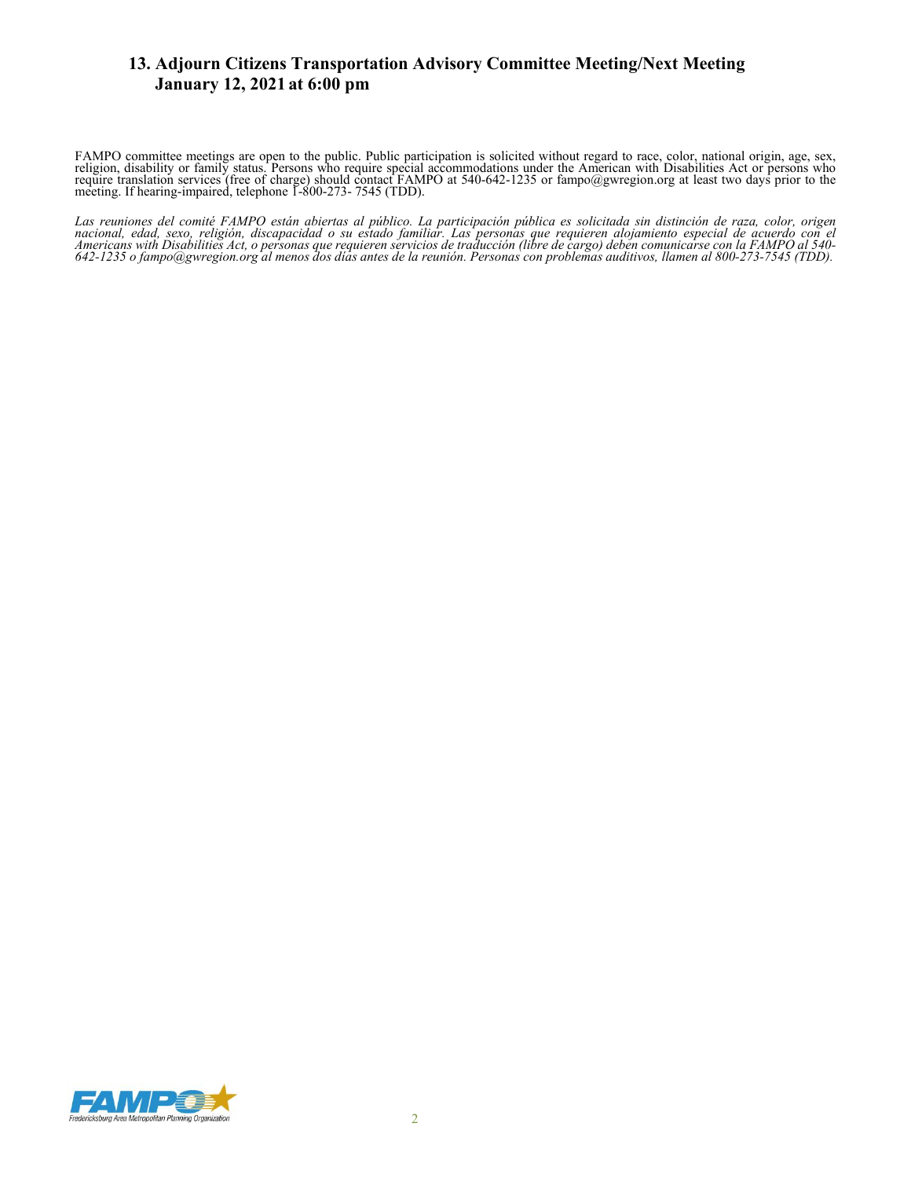### 13. Adjourn Citizens Transportation Advisory Committee Meeting/Next Meeting January 12, 2021 at 6:00 pm

FAMPO committee meetings are open to the public. Public participation is solicited without regard to race, color, national origin, age, sex, religion, disability or family status. Persons who require special accommodations under the American with Disabilities Act or persons who require translation services (free of charge) should contact FAMPO at 540-642-1235 or fampo@gwregion.org at least two days prior to the meeting. If hearing-impaired, telephone 1-800-273- 7545 (TDD).

*Las reuniones del comité FAMPO están abiertas al público. La participación pública es solicitada sin distinción de raza, color, origen nacional, edad, sexo, religión, discapacidad o su estado familiar. Las personas que requieren alojamiento especial de acuerdo con el Americans with Disabilities Act, o personas que requieren servicios de traducción (libre de cargo) deben comunicarse con la FAMPO al 540-642-1235 o fampo@gwregion.org al menos dos días antes de la reunión. Personas con problemas auditivos, llamen al 800-273-7545 (TDD).*